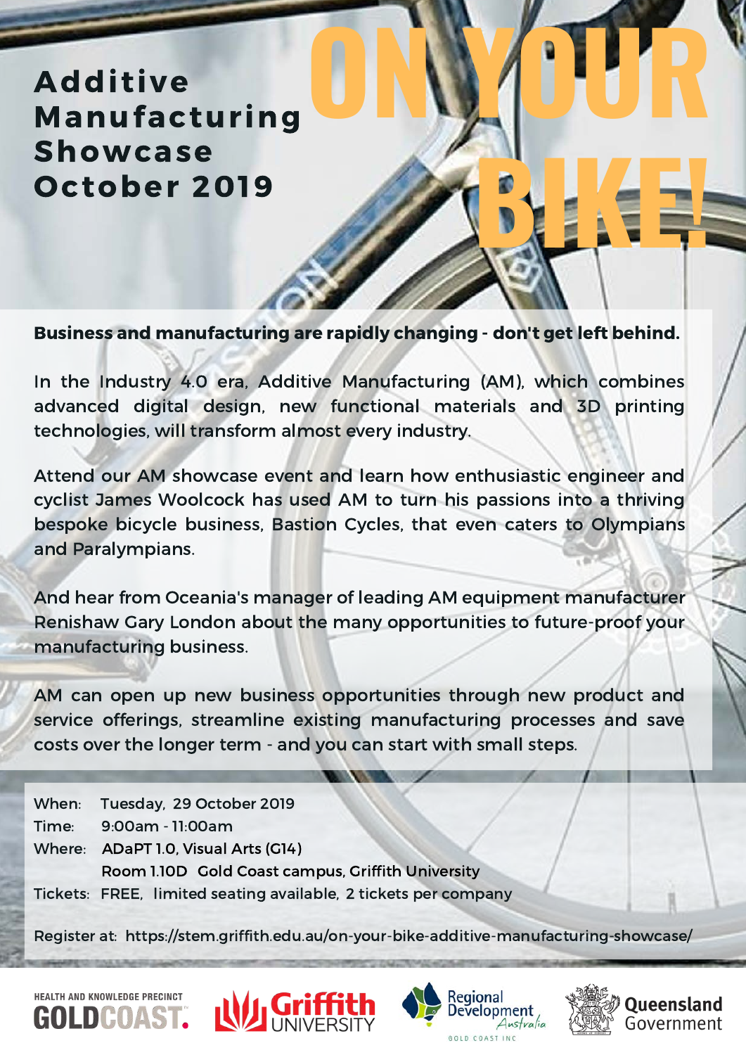# Additive Manufacturing Showcase October 2019

# ON YOUR BIKE!

**Business and manufacturing are rapidly changing - don't get left behind.**

In the Industry 4.0 era, Additive Manufacturing (AM), which combines advanced digital design, new functional materials and 3D printing technologies, will transform almost every industry.

Attend our AM showcase event and learn how enthusiastic engineer and cyclist James Woolcock has used AM to turn his passions into a thriving bespoke bicycle business, Bastion Cycles, that even caters to Olympians and Paralympians.

And hear from Oceania's manager of leading AM equipment manufacturer Renishaw Gary London about the many opportunities to future-proof your manufacturing business.

AM can open up new business opportunities through new product and service offerings, streamline existing manufacturing processes and save costs over the longer term - and you can start with small steps.

When: Tuesday, 29 October 2019
Time: 9:00am - 11:00am
Where: ADaPT 1.0, Visual Arts (G14)
Room 1.10D Gold Coast campus, Griffith University
Tickets: FREE, limited seating available, 2 tickets per company

Register at: https://stem.griffith.edu.au/on-your-bike-additive-manufacturing-showcase/

HEALTH AND KNOWLEDGE PRECINCT GOLDCOAST. | Griffith UNIVERSITY | Regional Development Australia GOLD COAST INC | Queensland Government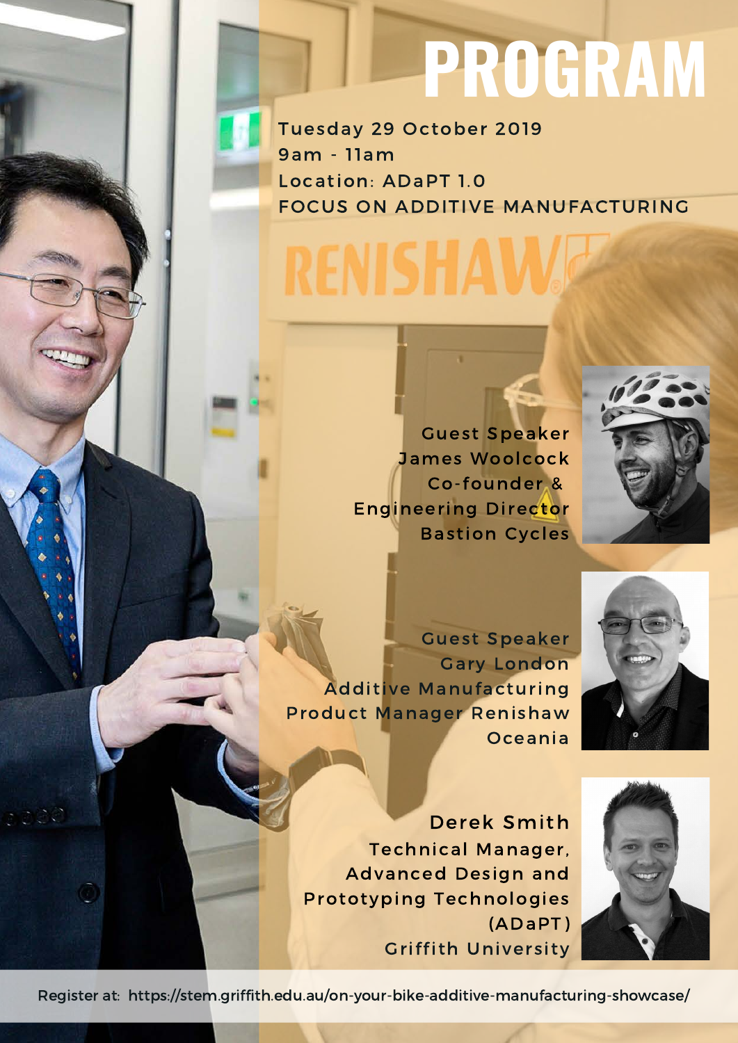# PROGRAM

Tuesday 29 October 2019
9am - 11am
Location: ADaPT 1.0
FOCUS ON ADDITIVE MANUFACTURING

Guest Speaker
James Woolcock
Co-founder &
Engineering Director
Bastion Cycles

Guest Speaker
Gary London
Additive Manufacturing
Product Manager Renishaw
Oceania

Derek Smith
Technical Manager,
Advanced Design and
Prototyping Technologies
(ADaPT)
Griffith University

Register at: https://stem.griffith.edu.au/on-your-bike-additive-manufacturing-showcase/